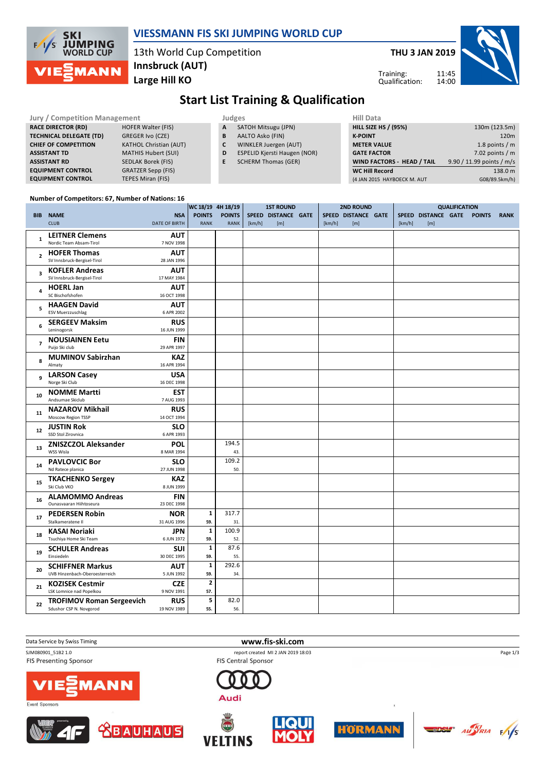# VIESSMANN FIS SKI JUMPING WORLD CUP

13th World Cup Competition
**Innsbruck (AUT)**
**Large Hill KO**

**THU 3 JAN 2019**

Training: 11:45
Qualification: 14:00

## Start List Training & Qualification

| Jury / Competition Management | |
|---|---|
| RACE DIRECTOR (RD) | HOFER Walter (FIS) |
| TECHNICAL DELEGATE (TD) | GREGER Ivo (CZE) |
| CHIEF OF COMPETITION | KATHOL Christian (AUT) |
| ASSISTANT TD | MATHIS Hubert (SUI) |
| ASSISTANT RD | SEDLAK Borek (FIS) |
| EQUIPMENT CONTROL | GRATZER Sepp (FIS) |
| EQUIPMENT CONTROL | TEPES Miran (FIS) |

| Judges | |
|---|---|
| A | SATOH Mitsugu (JPN) |
| B | AALTO Asko (FIN) |
| C | WINKLER Juergen (AUT) |
| D | ESPELID Kjersti Haugen (NOR) |
| E | SCHERM Thomas (GER) |

| Hill Data | |
|---|---|
| HILL SIZE HS / (95%) | 130m (123.5m) |
| K-POINT | 120m |
| METER VALUE | 1.8 points / m |
| GATE FACTOR | 7.02 points / m |
| WIND FACTORS - HEAD / TAIL | 9.90 / 11.99 points / m/s |
| WC Hill Record | 138.0 m |
| (4 JAN 2015 HAYBOECK M. AUT | G08/89.5km/h) |

Number of Competitors: 67, Number of Nations: 16

| BIB | NAME / CLUB | NSA / DATE OF BIRTH | WC 18/19 POINTS / RANK | 4H 18/19 POINTS / RANK | 1ST ROUND SPEED [km/h] | 1ST ROUND DISTANCE [m] | 1ST ROUND GATE | 2ND ROUND SPEED [km/h] | 2ND ROUND DISTANCE [m] | 2ND ROUND GATE | QUALIFICATION SPEED [km/h] | QUALIFICATION DISTANCE [m] | QUALIFICATION GATE | QUALIFICATION POINTS | QUALIFICATION RANK |
|---|---|---|---|---|---|---|---|---|---|---|---|---|---|---|---|
| 1 | LEITNER Clemens / Nordic Team Absam-Tirol | AUT / 7 NOV 1998 | | | | | | | | | | | | | |
| 2 | HOFER Thomas / SV Innsbruck-Bergisel-Tirol | AUT / 28 JAN 1996 | | | | | | | | | | | | | |
| 3 | KOFLER Andreas / SV Innsbruck-Bergisel-Tirol | AUT / 17 MAY 1984 | | | | | | | | | | | | | |
| 4 | HOERL Jan / SC Bischofshofen | AUT / 16 OCT 1998 | | | | | | | | | | | | | |
| 5 | HAAGEN David / ESV Muerzzuschlag | AUT / 6 APR 2002 | | | | | | | | | | | | | |
| 6 | SERGEEV Maksim / Leninogorsk | RUS / 16 JUN 1999 | | | | | | | | | | | | | |
| 7 | NOUSIAINEN Eetu / Puijo Ski club | FIN / 29 APR 1997 | | | | | | | | | | | | | |
| 8 | MUMINOV Sabirzhan / Almaty | KAZ / 16 APR 1994 | | | | | | | | | | | | | |
| 9 | LARSON Casey / Norge Ski Club | USA / 16 DEC 1998 | | | | | | | | | | | | | |
| 10 | NOMME Martti / Andsumae Skiclub | EST / 7 AUG 1993 | | | | | | | | | | | | | |
| 11 | NAZAROV Mikhail / Moscow Region TSSP | RUS / 14 OCT 1994 | | | | | | | | | | | | | |
| 12 | JUSTIN Rok / SSD Stol Zirovnica | SLO / 6 APR 1993 | | | | | | | | | | | | | |
| 13 | ZNISZCZOL Aleksander / WSS Wisla | POL / 8 MAR 1994 | | 194.5 / 43. | | | | | | | | | | | |
| 14 | PAVLOVCIC Bor / Nd Ratece planica | SLO / 27 JUN 1998 | | 109.2 / 50. | | | | | | | | | | | |
| 15 | TKACHENKO Sergey / Ski Club VKO | KAZ / 8 JUN 1999 | | | | | | | | | | | | | |
| 16 | ALAMOMMO Andreas / Ounasvaaran Hiihtoseura | FIN / 23 DEC 1998 | | | | | | | | | | | | | |
| 17 | PEDERSEN Robin / Stalkameratene Il | NOR / 31 AUG 1996 | 1 / 59. | 317.7 / 31. | | | | | | | | | | | |
| 18 | KASAI Noriaki / Tsuchiya Home Ski Team | JPN / 6 JUN 1972 | 1 / 59. | 100.9 / 52. | | | | | | | | | | | |
| 19 | SCHULER Andreas / Einsiedeln | SUI / 30 DEC 1995 | 1 / 59. | 87.6 / 55. | | | | | | | | | | | |
| 20 | SCHIFFNER Markus / UVB Hinzenbach-Oberoesterreich | AUT / 5 JUN 1992 | 1 / 59. | 292.6 / 34. | | | | | | | | | | | |
| 21 | KOZISEK Cestmir / LSK Lomnice nad Popelkou | CZE / 9 NOV 1991 | 2 / 57. | | | | | | | | | | | | |
| 22 | TROFIMOV Roman Sergeevich / Sdushor CSP N. Novgorod | RUS / 19 NOV 1989 | 5 / 55. | 82.0 / 56. | | | | | | | | | | | |

Data Service by Swiss Timing — www.fis-ski.com

SJM080901_51B2 1.0 — report created MI 2 JAN 2019 18:03

FIS Presenting Sponsor: VIESSMANN — FIS Central Sponsor: Audi

Event Sponsors: 4F, BAUHAUS, VELTINS, LIQUI MOLY, HÖRMANN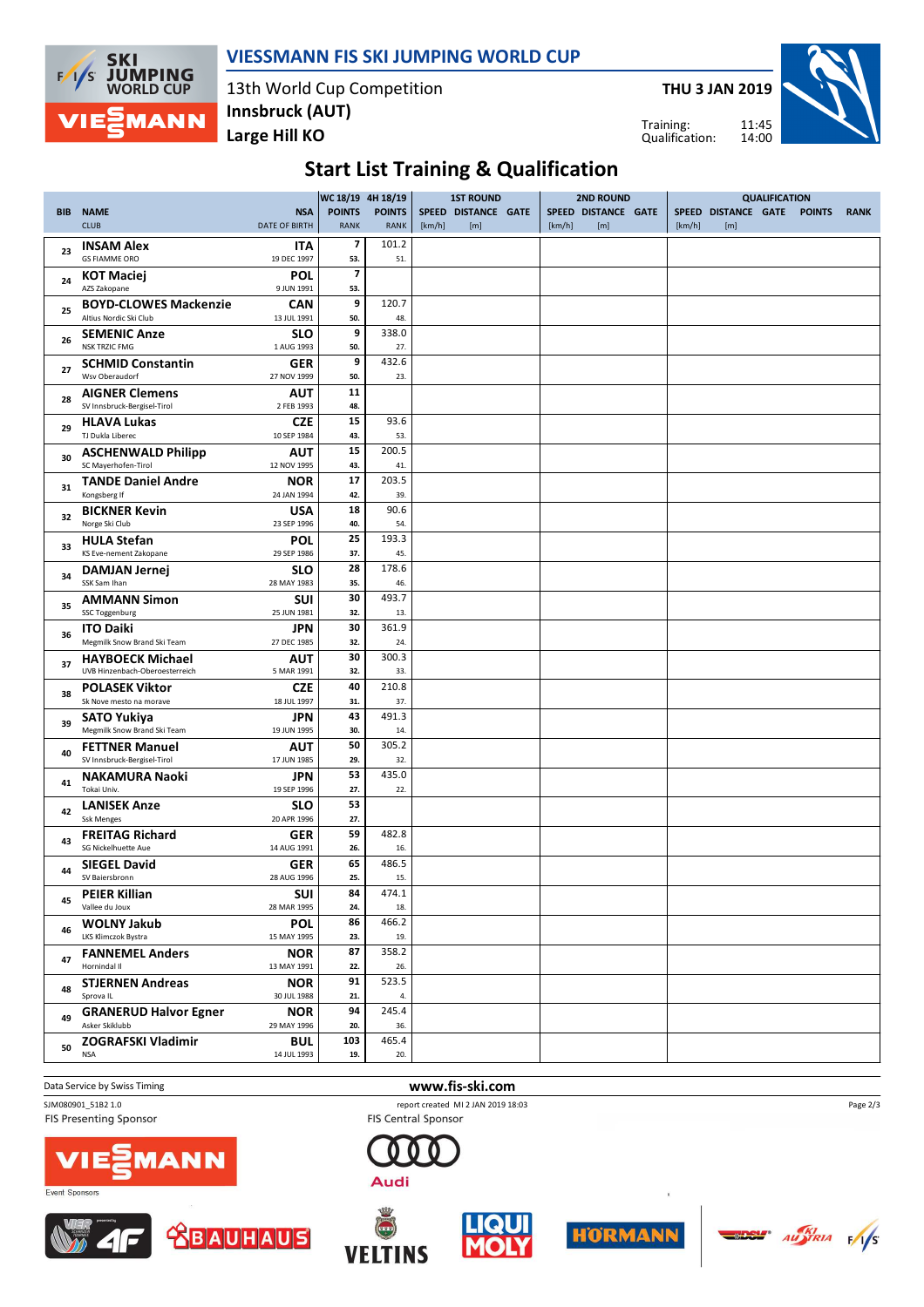# VIESSMANN FIS SKI JUMPING WORLD CUP

13th World Cup Competition
**Innsbruck (AUT)**
**Large Hill KO**

**THU 3 JAN 2019**

Training: 11:45
Qualification: 14:00

## Start List Training & Qualification

| BIB | NAME / CLUB | NSA / DATE OF BIRTH | WC 18/19 POINTS / RANK | 4H 18/19 POINTS / RANK | 1ST ROUND SPEED [km/h] | 1ST ROUND DISTANCE [m] | 1ST ROUND GATE | 2ND ROUND SPEED [km/h] | 2ND ROUND DISTANCE [m] | 2ND ROUND GATE | QUALIFICATION SPEED [km/h] | QUALIFICATION DISTANCE [m] | QUALIFICATION GATE | QUALIFICATION POINTS | QUALIFICATION RANK |
|---|---|---|---|---|---|---|---|---|---|---|---|---|---|---|---|
| 23 | **INSAM Alex** GS FIAMME ORO | ITA 19 DEC 1997 | 7 53. | 101.2 51. | | | | | | | | | | | |
| 24 | **KOT Maciej** AZS Zakopane | POL 9 JUN 1991 | 7 53. | | | | | | | | | | | | |
| 25 | **BOYD-CLOWES Mackenzie** Altius Nordic Ski Club | CAN 13 JUL 1991 | 9 50. | 120.7 48. | | | | | | | | | | | |
| 26 | **SEMENIC Anze** NSK TRZIC FMG | SLO 1 AUG 1993 | 9 50. | 338.0 27. | | | | | | | | | | | |
| 27 | **SCHMID Constantin** Wsv Oberaudorf | GER 27 NOV 1999 | 9 50. | 432.6 23. | | | | | | | | | | | |
| 28 | **AIGNER Clemens** SV Innsbruck-Bergisel-Tirol | AUT 2 FEB 1993 | 11 48. | | | | | | | | | | | | |
| 29 | **HLAVA Lukas** TJ Dukla Liberec | CZE 10 SEP 1984 | 15 43. | 93.6 53. | | | | | | | | | | | |
| 30 | **ASCHENWALD Philipp** SC Mayerhofen-Tirol | AUT 12 NOV 1995 | 15 43. | 200.5 41. | | | | | | | | | | | |
| 31 | **TANDE Daniel Andre** Kongsberg If | NOR 24 JAN 1994 | 17 42. | 203.5 39. | | | | | | | | | | | |
| 32 | **BICKNER Kevin** Norge Ski Club | USA 23 SEP 1996 | 18 40. | 90.6 54. | | | | | | | | | | | |
| 33 | **HULA Stefan** KS Eve-nement Zakopane | POL 29 SEP 1986 | 25 37. | 193.3 45. | | | | | | | | | | | |
| 34 | **DAMJAN Jernej** SSK Sam Ihan | SLO 28 MAY 1983 | 28 35. | 178.6 46. | | | | | | | | | | | |
| 35 | **AMMANN Simon** SSC Toggenburg | SUI 25 JUN 1981 | 30 32. | 493.7 13. | | | | | | | | | | | |
| 36 | **ITO Daiki** Megmilk Snow Brand Ski Team | JPN 27 DEC 1985 | 30 32. | 361.9 24. | | | | | | | | | | | |
| 37 | **HAYBOECK Michael** UVB Hinzenbach-Oberoesterreich | AUT 5 MAR 1991 | 30 32. | 300.3 33. | | | | | | | | | | | |
| 38 | **POLASEK Viktor** Sk Nove mesto na morave | CZE 18 JUL 1997 | 40 31. | 210.8 37. | | | | | | | | | | | |
| 39 | **SATO Yukiya** Megmilk Snow Brand Ski Team | JPN 19 JUN 1995 | 43 30. | 491.3 14. | | | | | | | | | | | |
| 40 | **FETTNER Manuel** SV Innsbruck-Bergisel-Tirol | AUT 17 JUN 1985 | 50 29. | 305.2 32. | | | | | | | | | | | |
| 41 | **NAKAMURA Naoki** Tokai Univ. | JPN 19 SEP 1996 | 53 27. | 435.0 22. | | | | | | | | | | | |
| 42 | **LANISEK Anze** Ssk Menges | SLO 20 APR 1996 | 53 27. | | | | | | | | | | | | |
| 43 | **FREITAG Richard** SG Nickelhuette Aue | GER 14 AUG 1991 | 59 26. | 482.8 16. | | | | | | | | | | | |
| 44 | **SIEGEL David** SV Baiersbronn | GER 28 AUG 1996 | 65 25. | 486.5 15. | | | | | | | | | | | |
| 45 | **PEIER Killian** Vallee du Joux | SUI 28 MAR 1995 | 84 24. | 474.1 18. | | | | | | | | | | | |
| 46 | **WOLNY Jakub** LKS Klimczok Bystra | POL 15 MAY 1995 | 86 23. | 466.2 19. | | | | | | | | | | | |
| 47 | **FANNEMEL Anders** Hornindal Il | NOR 13 MAY 1991 | 87 22. | 358.2 26. | | | | | | | | | | | |
| 48 | **STJERNEN Andreas** Sprova IL | NOR 30 JUL 1988 | 91 21. | 523.5 4. | | | | | | | | | | | |
| 49 | **GRANERUD Halvor Egner** Asker Skiklubb | NOR 29 MAY 1996 | 94 20. | 245.4 36. | | | | | | | | | | | |
| 50 | **ZOGRAFSKI Vladimir** NSA | BUL 14 JUL 1993 | 103 19. | 465.4 20. | | | | | | | | | | | |

Data Service by Swiss Timing

www.fis-ski.com

SJM080901_51B2 1.0 report created MI 2 JAN 2019 18:03

FIS Presenting Sponsor

FIS Central Sponsor

Event Sponsors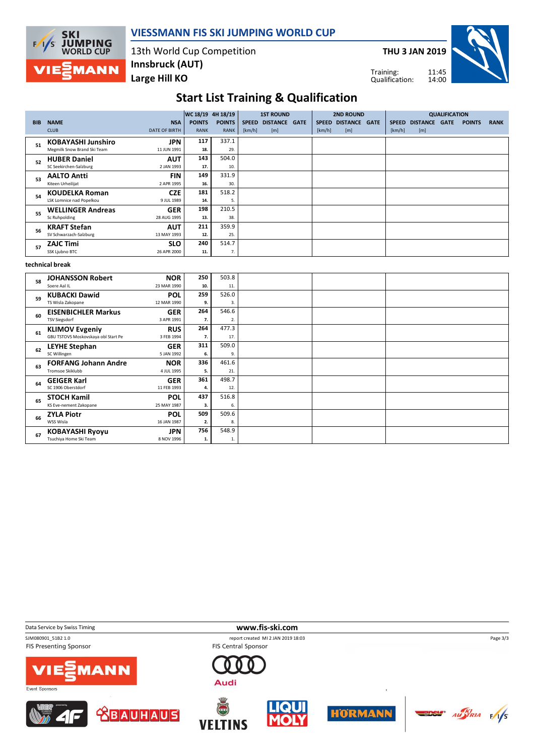# VIESSMANN FIS SKI JUMPING WORLD CUP

13th World Cup Competition
Innsbruck (AUT)
Large Hill KO

THU 3 JAN 2019

Training: 11:45
Qualification: 14:00

## Start List Training & Qualification

| BIB | NAME / CLUB | NSA / DATE OF BIRTH | WC 18/19 POINTS / RANK | 4H 18/19 POINTS / RANK | 1ST ROUND SPEED [km/h] | 1ST ROUND DISTANCE [m] | 1ST ROUND GATE | 2ND ROUND SPEED [km/h] | 2ND ROUND DISTANCE [m] | 2ND ROUND GATE | QUALIFICATION SPEED [km/h] | QUALIFICATION DISTANCE [m] | QUALIFICATION GATE | QUALIFICATION POINTS | QUALIFICATION RANK |
|---|---|---|---|---|---|---|---|---|---|---|---|---|---|---|---|
| 51 | **KOBAYASHI Junshiro** Megmilk Snow Brand Ski Team | **JPN** 11 JUN 1991 | 117 / 18. | 337.1 / 29. | | | | | | | | | | | |
| 52 | **HUBER Daniel** SC Seekirchen-Salzburg | **AUT** 2 JAN 1993 | 143 / 17. | 504.0 / 10. | | | | | | | | | | | |
| 53 | **AALTO Antti** Kiteen Urheilijat | **FIN** 2 APR 1995 | 149 / 16. | 331.9 / 30. | | | | | | | | | | | |
| 54 | **KOUDELKA Roman** LSK Lomnice nad Popelkou | **CZE** 9 JUL 1989 | 181 / 14. | 518.2 / 5. | | | | | | | | | | | |
| 55 | **WELLINGER Andreas** Sc Ruhpolding | **GER** 28 AUG 1995 | 198 / 13. | 210.5 / 38. | | | | | | | | | | | |
| 56 | **KRAFT Stefan** SV Schwarzach-Salzburg | **AUT** 13 MAY 1993 | 211 / 12. | 359.9 / 25. | | | | | | | | | | | |
| 57 | **ZAJC Timi** SSK Ljubno BTC | **SLO** 26 APR 2000 | 240 / 11. | 514.7 / 7. | | | | | | | | | | | |
| | **technical break** | | | | | | | | | | | | | | |
| 58 | **JOHANSSON Robert** Soere Aal IL | **NOR** 23 MAR 1990 | 250 / 10. | 503.8 / 11. | | | | | | | | | | | |
| 59 | **KUBACKI Dawid** TS Wisla Zakopane | **POL** 12 MAR 1990 | 259 / 9. | 526.0 / 3. | | | | | | | | | | | |
| 60 | **EISENBICHLER Markus** TSV Siegsdorf | **GER** 3 APR 1991 | 264 / 7. | 546.6 / 2. | | | | | | | | | | | |
| 61 | **KLIMOV Evgeniy** GBU TSTOVS Moskovskaya obl Start Pe | **RUS** 3 FEB 1994 | 264 / 7. | 477.3 / 17. | | | | | | | | | | | |
| 62 | **LEYHE Stephan** SC Willingen | **GER** 5 JAN 1992 | 311 / 6. | 509.0 / 9. | | | | | | | | | | | |
| 63 | **FORFANG Johann Andre** Tromsoe Skiklubb | **NOR** 4 JUL 1995 | 336 / 5. | 461.6 / 21. | | | | | | | | | | | |
| 64 | **GEIGER Karl** SC 1906 Oberstdorf | **GER** 11 FEB 1993 | 361 / 4. | 498.7 / 12. | | | | | | | | | | | |
| 65 | **STOCH Kamil** KS Eve-nement Zakopane | **POL** 25 MAY 1987 | 437 / 3. | 516.8 / 6. | | | | | | | | | | | |
| 66 | **ZYLA Piotr** WSS Wisla | **POL** 16 JAN 1987 | 509 / 2. | 509.6 / 8. | | | | | | | | | | | |
| 67 | **KOBAYASHI Ryoyu** Tsuchiya Home Ski Team | **JPN** 8 NOV 1996 | 756 / 1. | 548.9 / 1. | | | | | | | | | | | |

Data Service by Swiss Timing — www.fis-ski.com

SJM080901_51B2 1.0 — report created MI 2 JAN 2019 18:03

FIS Presenting Sponsor — FIS Central Sponsor — Event Sponsors